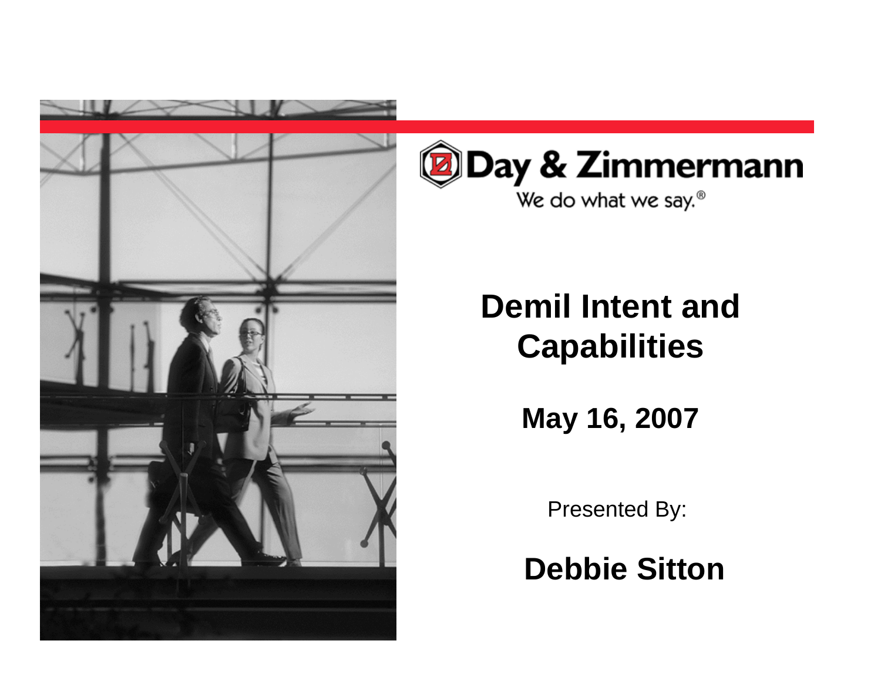Day & Zimmermann

We do what we say.®

# Demil Intent and Capabilities

**May 16, 2007**

Presented By:

**Debbie Sitton**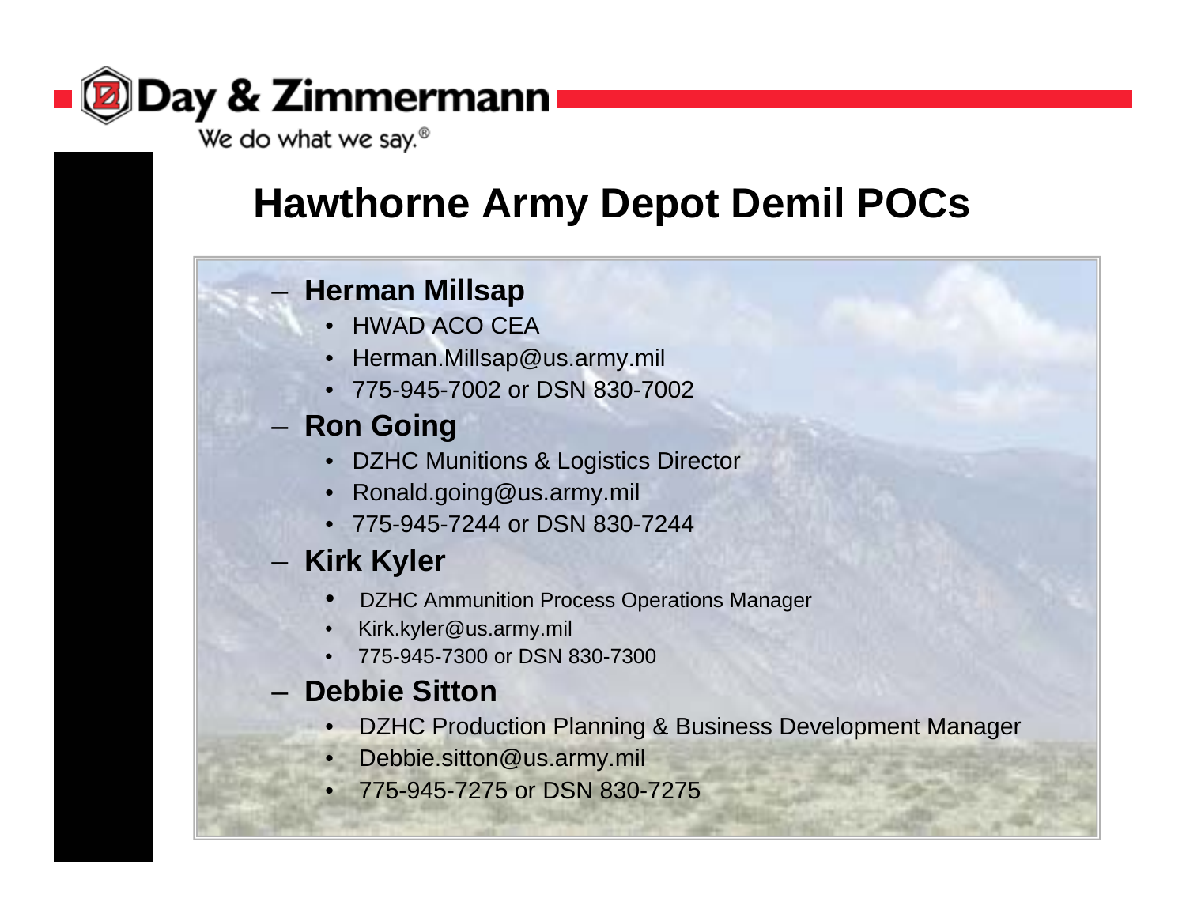# Hawthorne Army Depot Demil POCs

- **Herman Millsap**
  - HWAD ACO CEA
  - Herman.Millsap@us.army.mil
  - 775-945-7002 or DSN 830-7002
- **Ron Going**
  - DZHC Munitions & Logistics Director
  - Ronald.going@us.army.mil
  - 775-945-7244 or DSN 830-7244
- **Kirk Kyler**
  - DZHC Ammunition Process Operations Manager
  - Kirk.kyler@us.army.mil
  - 775-945-7300 or DSN 830-7300
- **Debbie Sitton**
  - DZHC Production Planning & Business Development Manager
  - Debbie.sitton@us.army.mil
  - 775-945-7275 or DSN 830-7275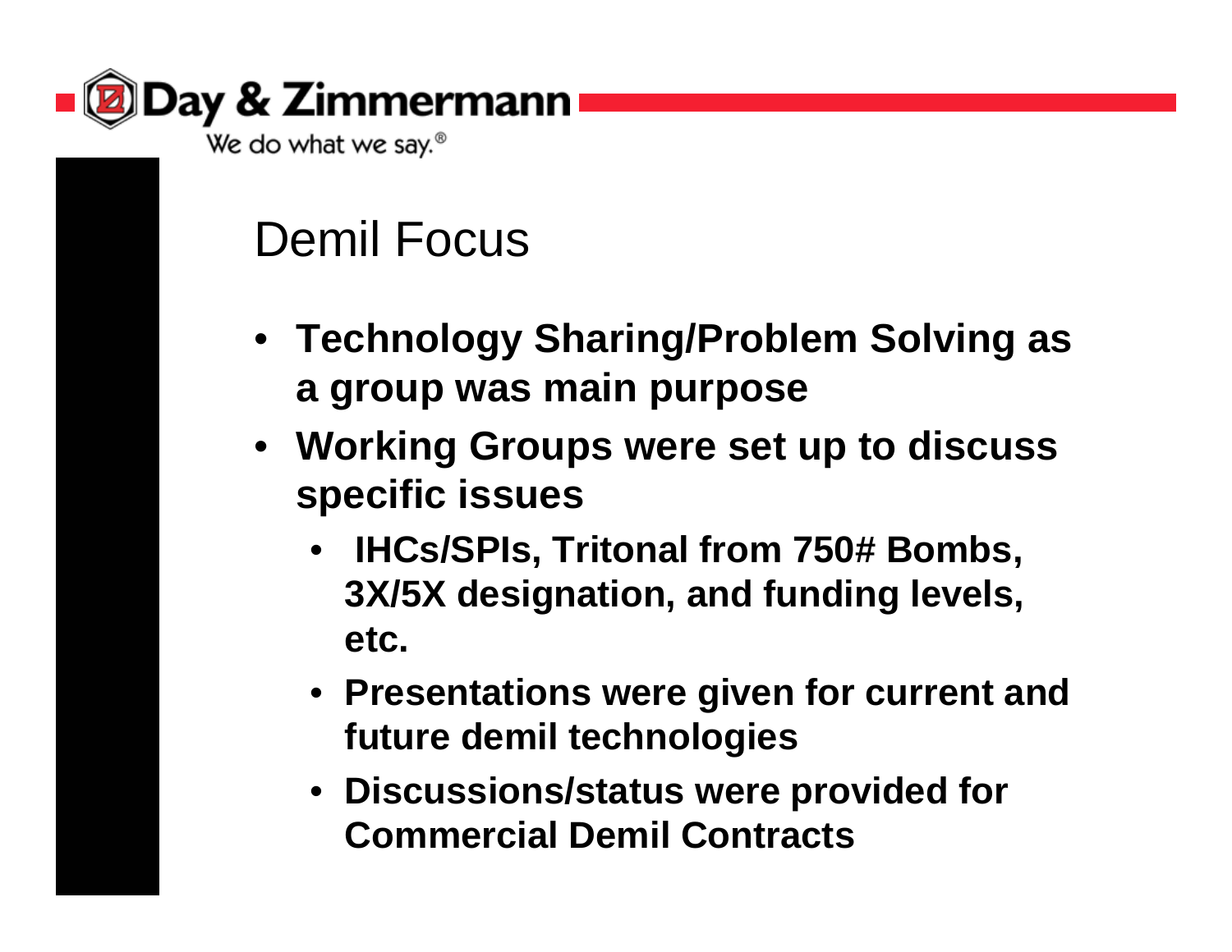# Demil Focus

- **Technology Sharing/Problem Solving as a group was main purpose**
- **Working Groups were set up to discuss specific issues**
  - **IHCs/SPIs, Tritonal from 750# Bombs, 3X/5X designation, and funding levels, etc.**
  - **Presentations were given for current and future demil technologies**
  - **Discussions/status were provided for Commercial Demil Contracts**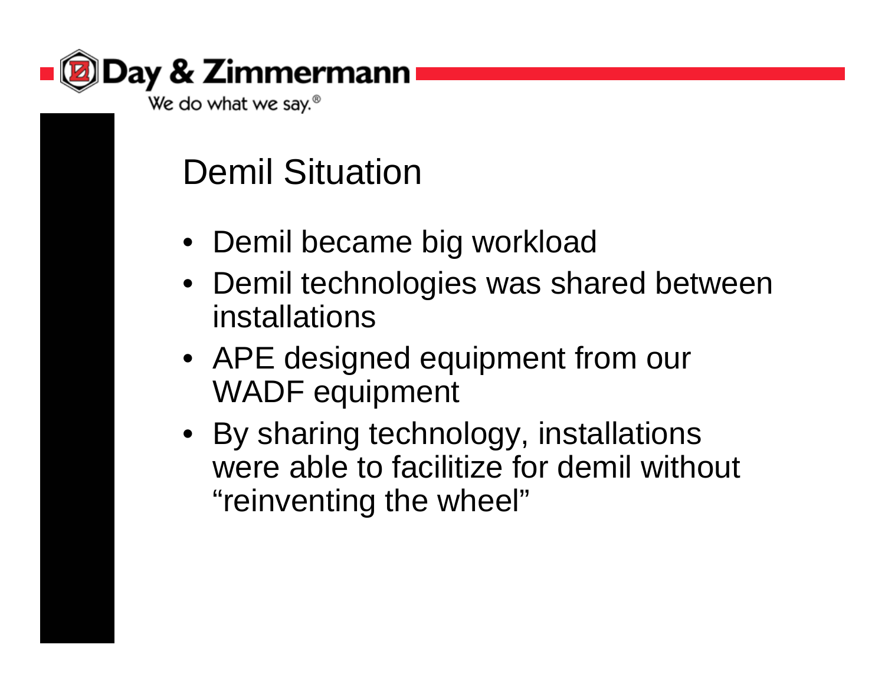# Demil Situation

- Demil became big workload
- Demil technologies was shared between installations
- APE designed equipment from our WADF equipment
- By sharing technology, installations were able to facilitize for demil without "reinventing the wheel"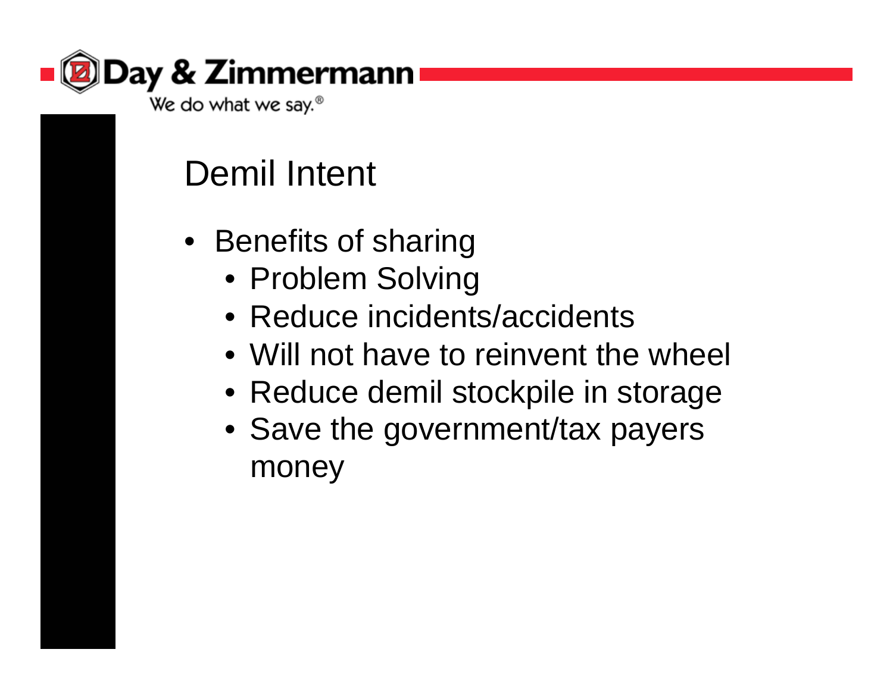# Demil Intent

- Benefits of sharing
  - Problem Solving
  - Reduce incidents/accidents
  - Will not have to reinvent the wheel
  - Reduce demil stockpile in storage
  - Save the government/tax payers money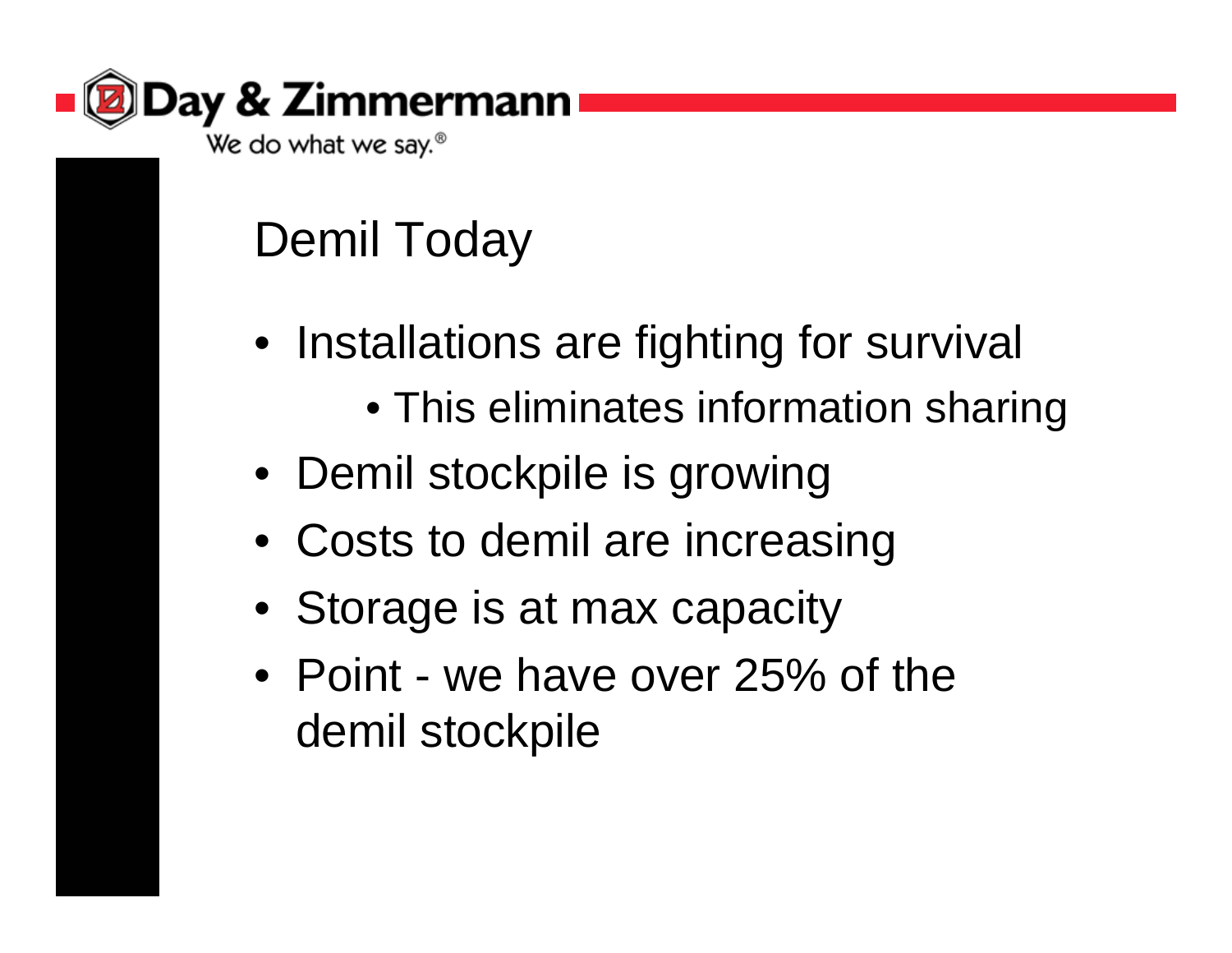# Demil Today

- Installations are fighting for survival
  - This eliminates information sharing
- Demil stockpile is growing
- Costs to demil are increasing
- Storage is at max capacity
- Point - we have over 25% of the demil stockpile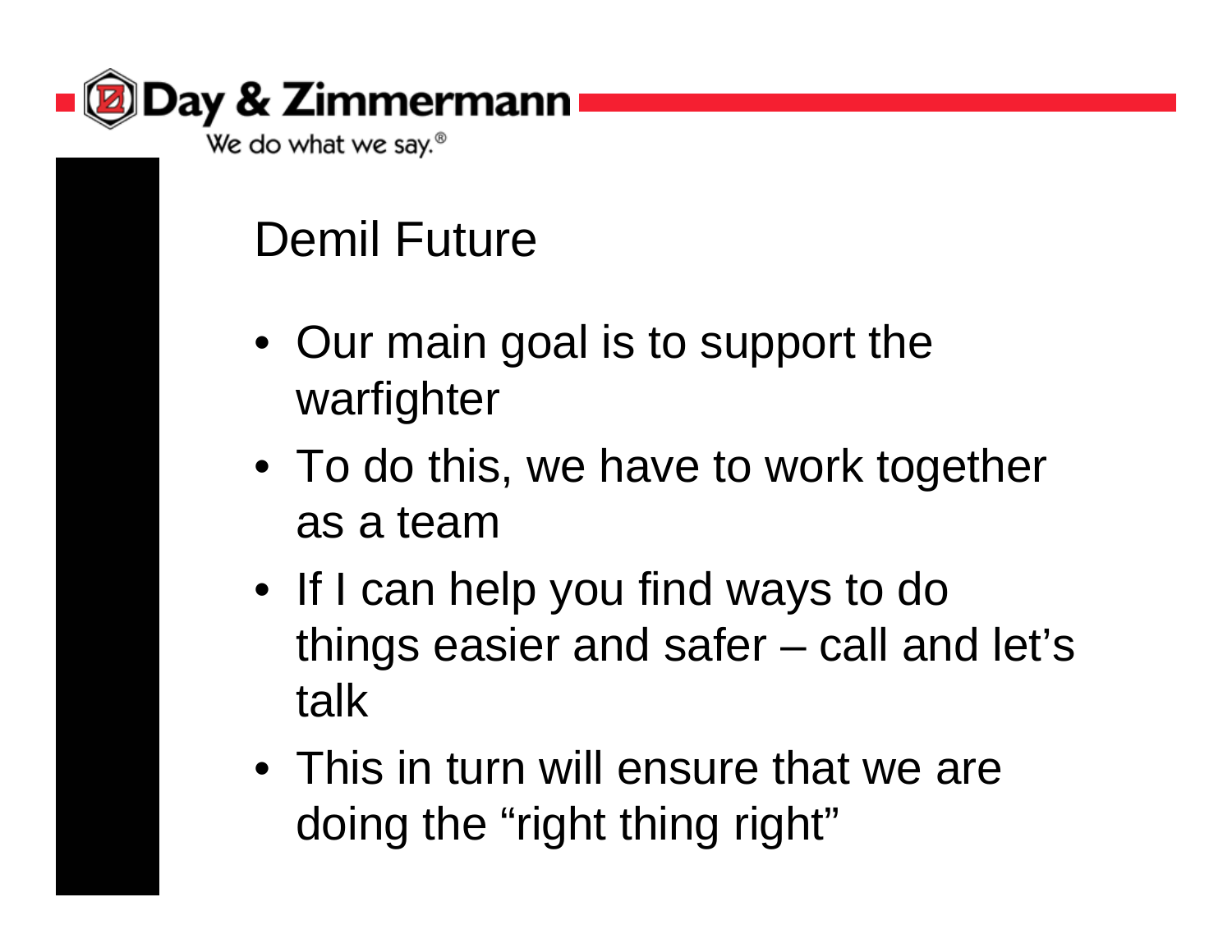# Demil Future

- Our main goal is to support the warfighter
- To do this, we have to work together as a team
- If I can help you find ways to do things easier and safer – call and let's talk
- This in turn will ensure that we are doing the "right thing right"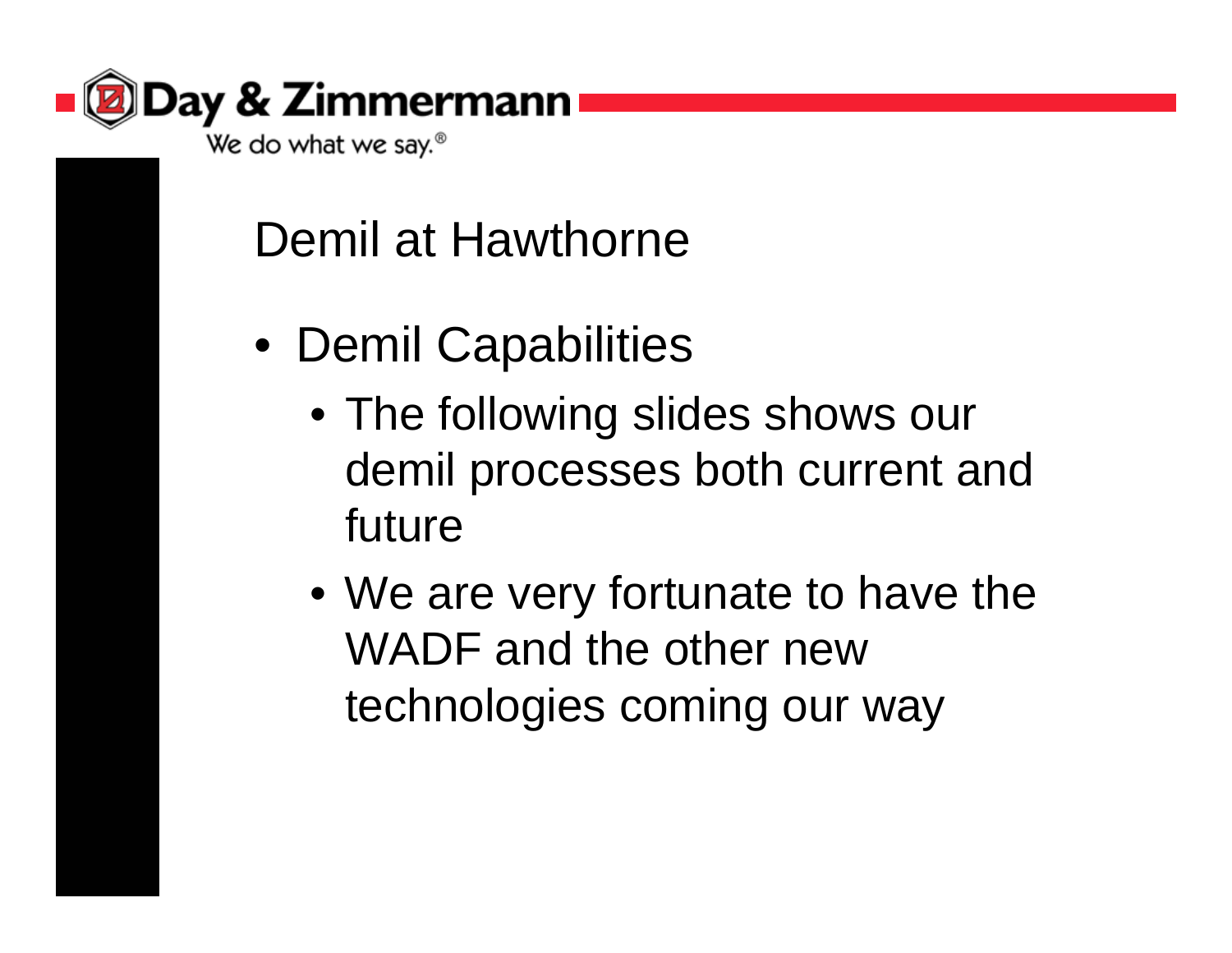# Demil at Hawthorne

- Demil Capabilities
  - The following slides shows our demil processes both current and future
  - We are very fortunate to have the WADF and the other new technologies coming our way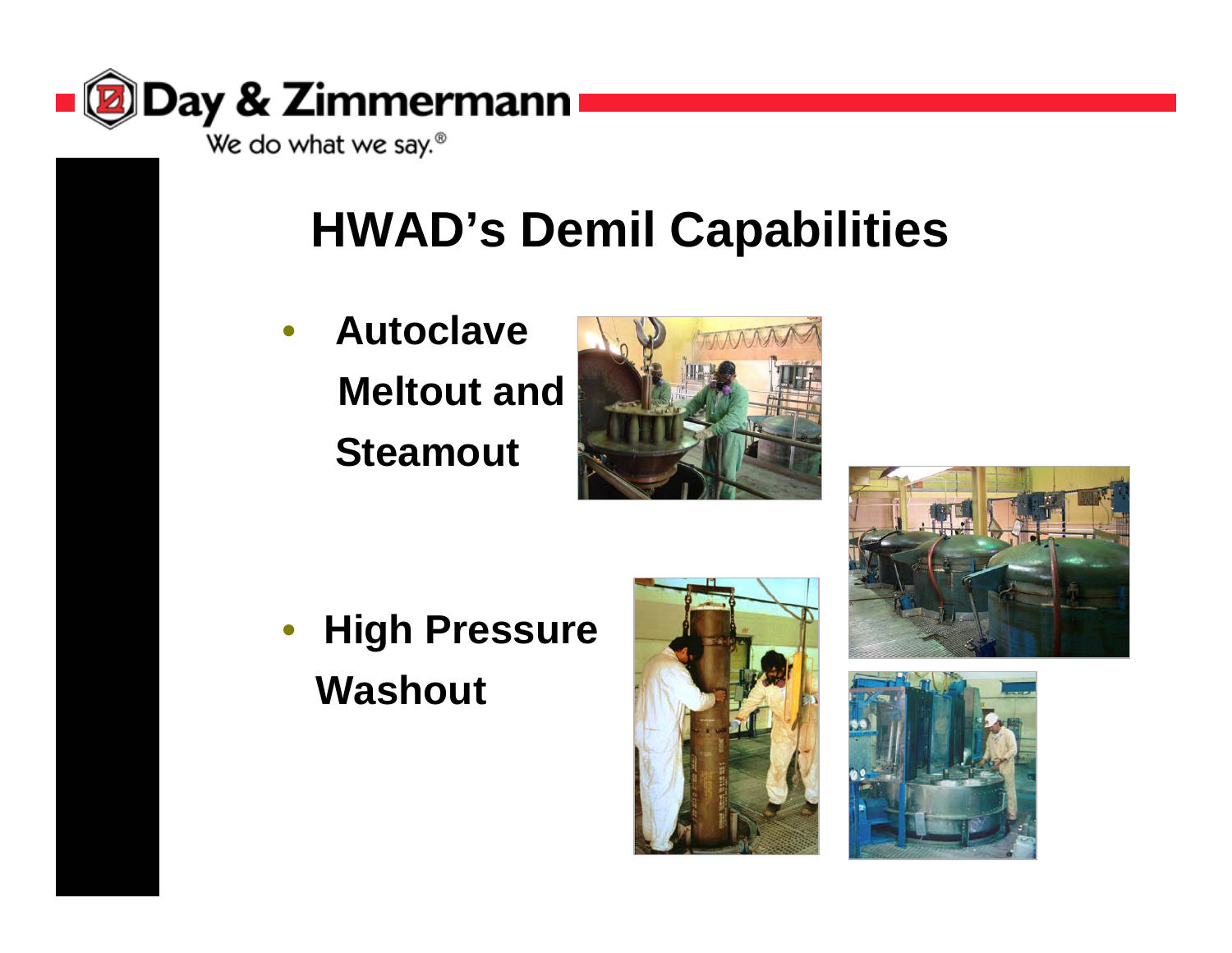# HWAD's Demil Capabilities

- Autoclave Meltout and Steamout
- High Pressure Washout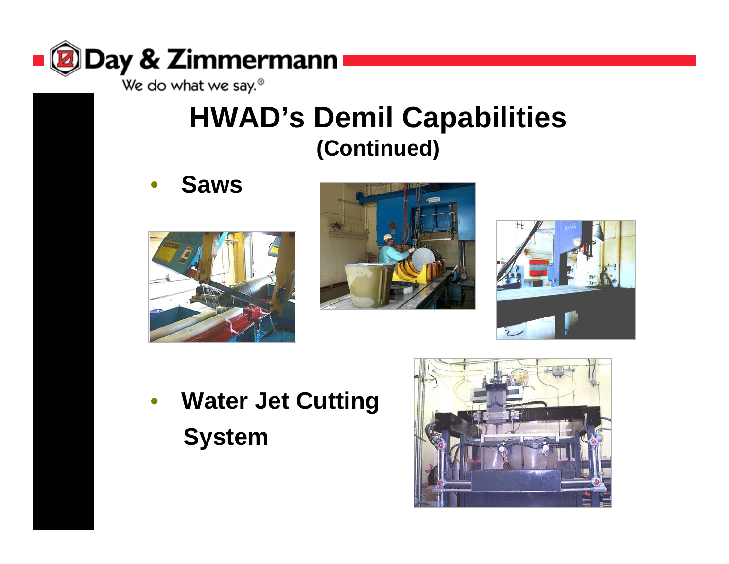# HWAD's Demil Capabilities
## (Continued)

- **Saws**

- **Water Jet Cutting System**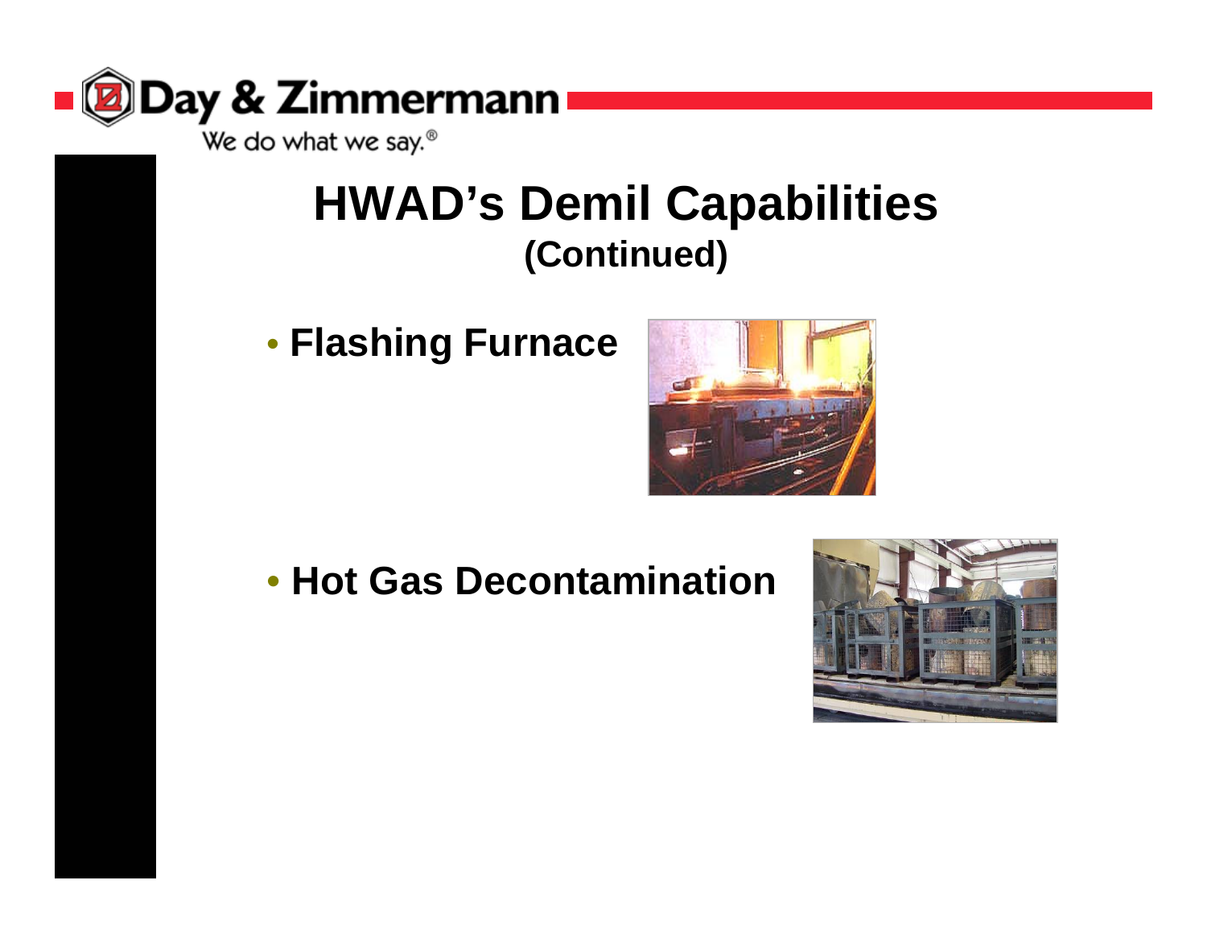# HWAD's Demil Capabilities
## (Continued)

- Flashing Furnace

- Hot Gas Decontamination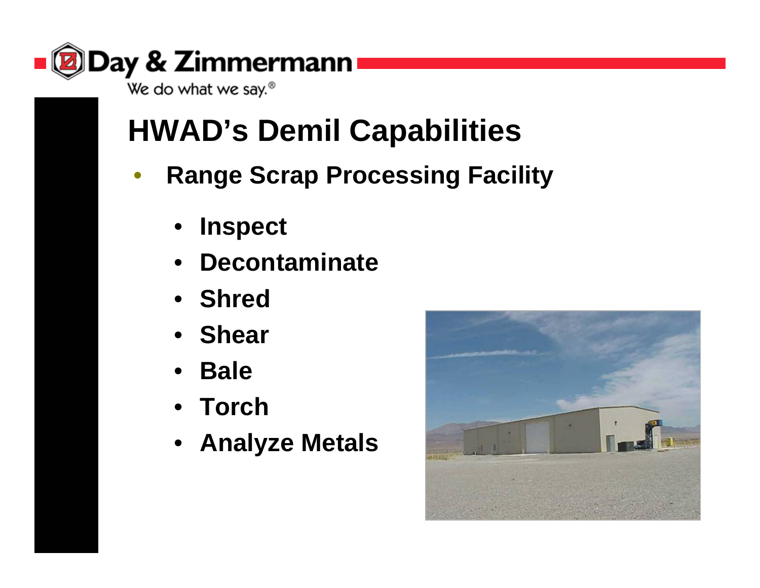# HWAD's Demil Capabilities

- **Range Scrap Processing Facility**
  - **Inspect**
  - **Decontaminate**
  - **Shred**
  - **Shear**
  - **Bale**
  - **Torch**
  - **Analyze Metals**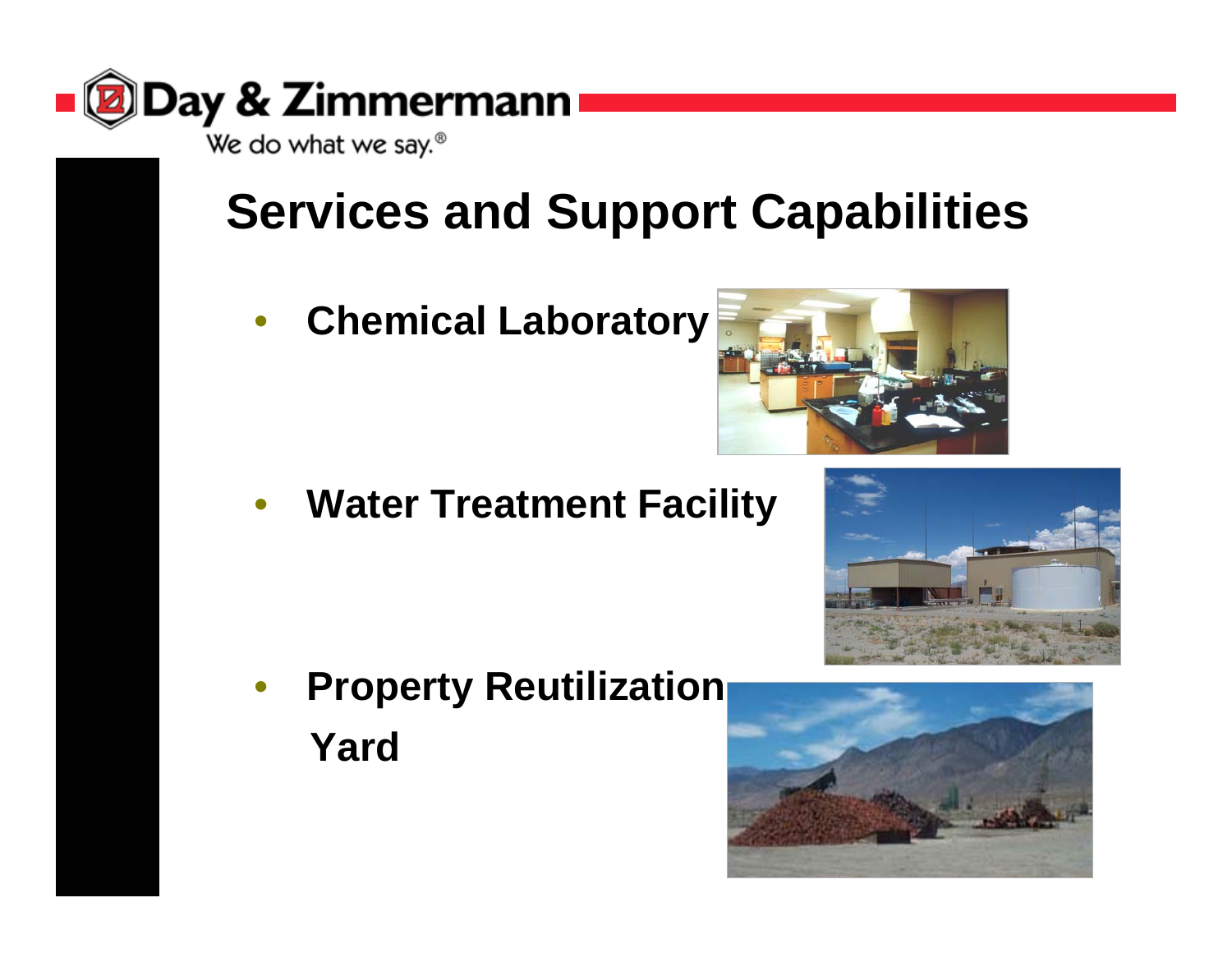# Services and Support Capabilities

- **Chemical Laboratory**
- **Water Treatment Facility**
- **Property Reutilization Yard**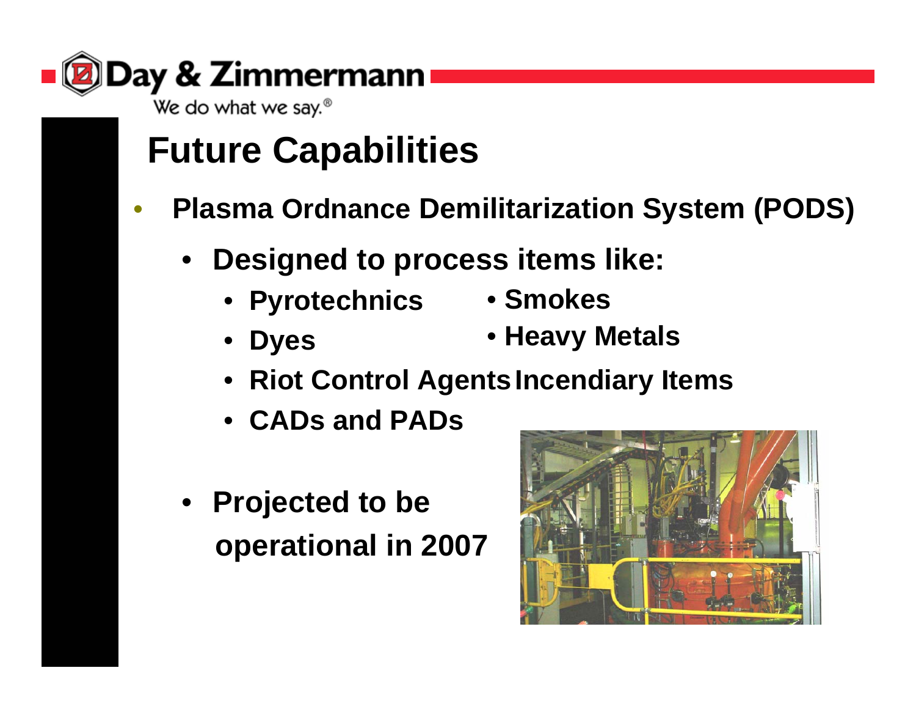# Future Capabilities

- **Plasma Ordnance Demilitarization System (PODS)**
  - **Designed to process items like:**
    - **Pyrotechnics**
    - **Smokes**
    - **Dyes**
    - **Heavy Metals**
    - **Riot Control Agents**
    - **Incendiary Items**
    - **CADs and PADs**
  - **Projected to be operational in 2007**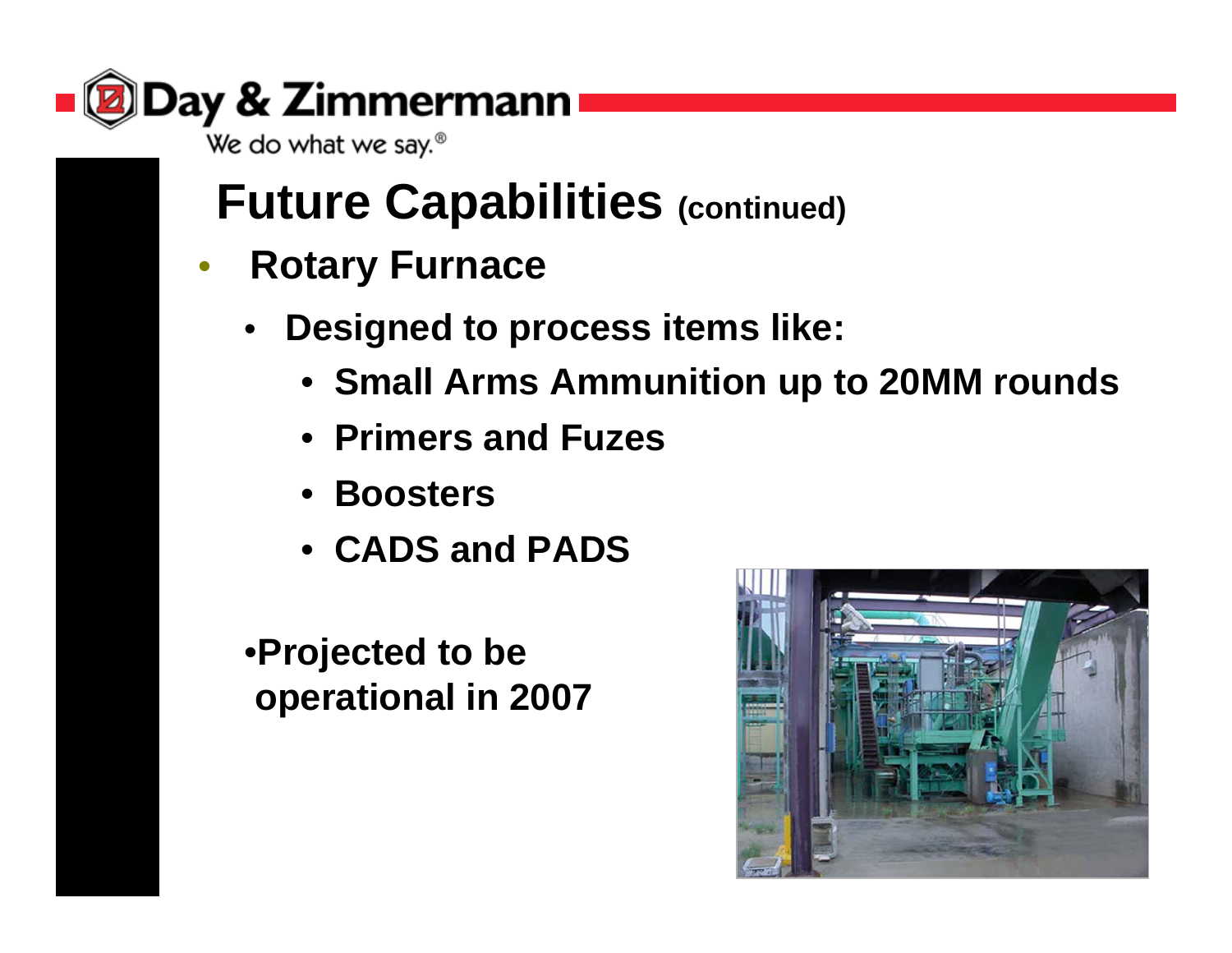## Future Capabilities (continued)

- **Rotary Furnace**
  - **Designed to process items like:**
    - **Small Arms Ammunition up to 20MM rounds**
    - **Primers and Fuzes**
    - **Boosters**
    - **CADS and PADS**

- **Projected to be operational in 2007**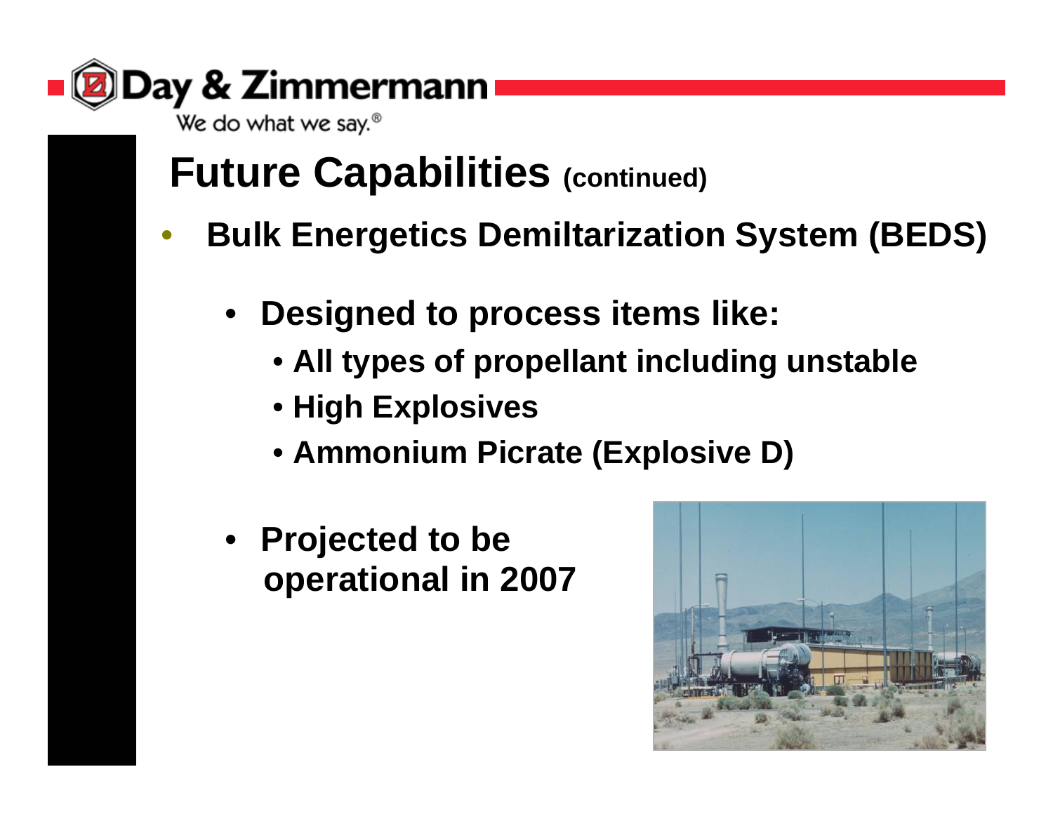# Future Capabilities (continued)

- **Bulk Energetics Demiltarization System (BEDS)**
  - **Designed to process items like:**
    - **All types of propellant including unstable**
    - **High Explosives**
    - **Ammonium Picrate (Explosive D)**
  - **Projected to be operational in 2007**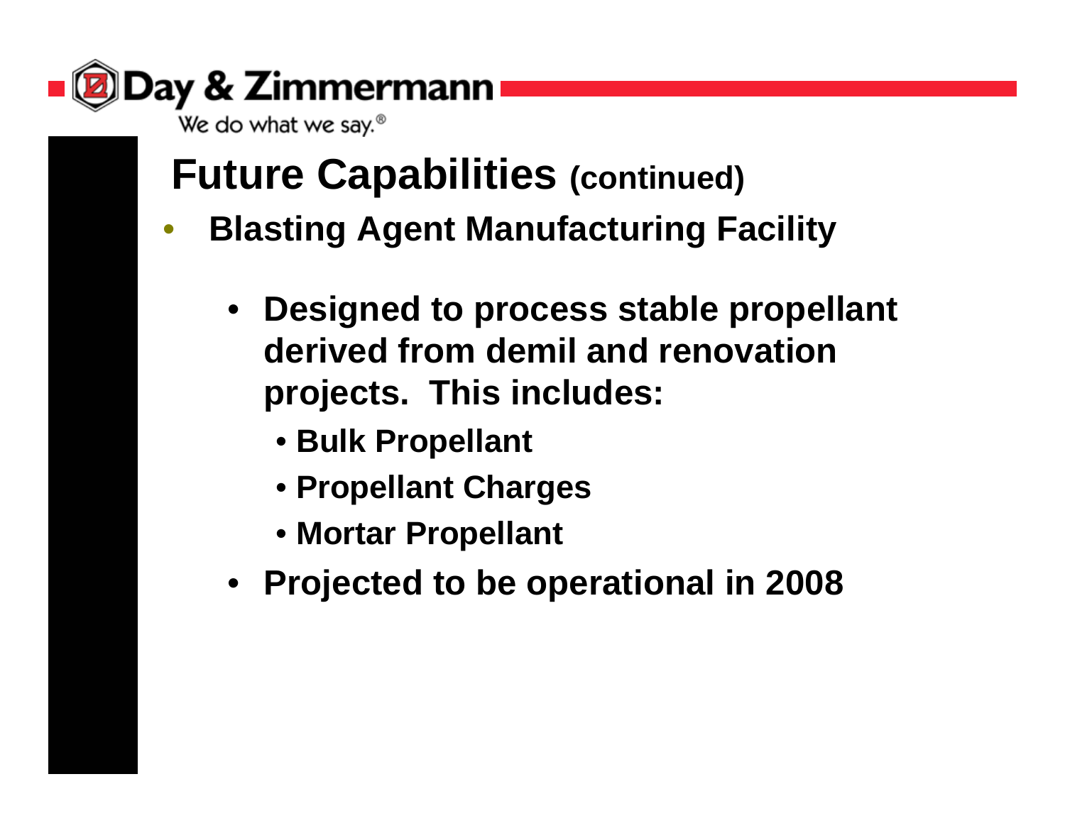# Future Capabilities (continued)

- **Blasting Agent Manufacturing Facility**
  - **Designed to process stable propellant derived from demil and renovation projects. This includes:**
    - **Bulk Propellant**
    - **Propellant Charges**
    - **Mortar Propellant**
  - **Projected to be operational in 2008**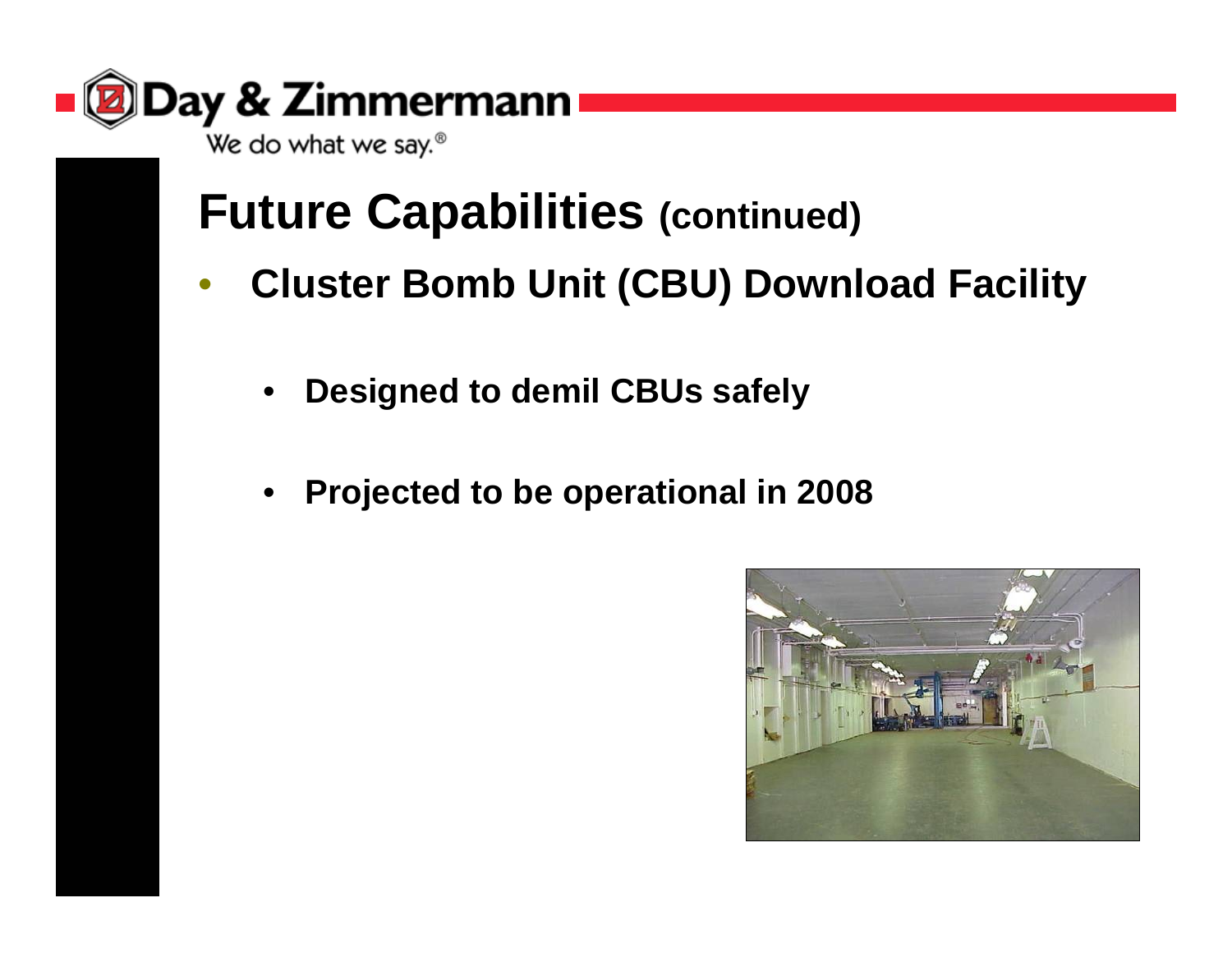# Future Capabilities (continued)

- **Cluster Bomb Unit (CBU) Download Facility**
  - **Designed to demil CBUs safely**
  - **Projected to be operational in 2008**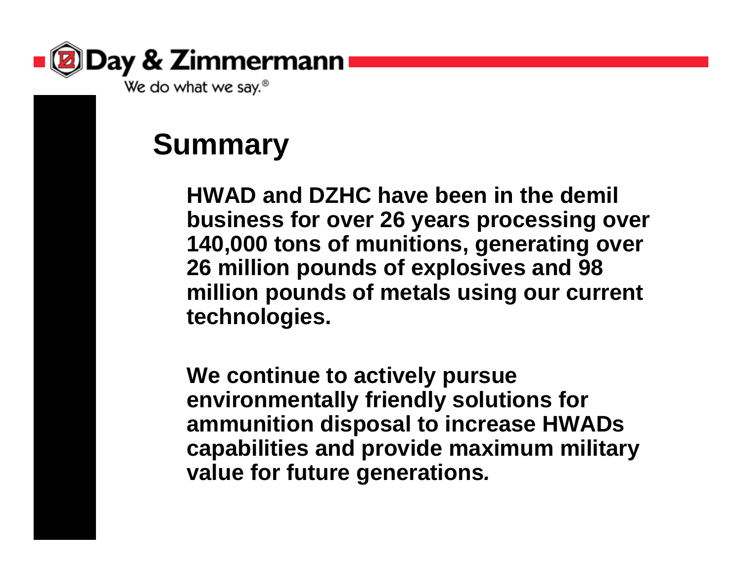# Summary

**HWAD and DZHC have been in the demil business for over 26 years processing over 140,000 tons of munitions, generating over 26 million pounds of explosives and 98 million pounds of metals using our current technologies.**

**We continue to actively pursue environmentally friendly solutions for ammunition disposal to increase HWADs capabilities and provide maximum military value for future generations.**